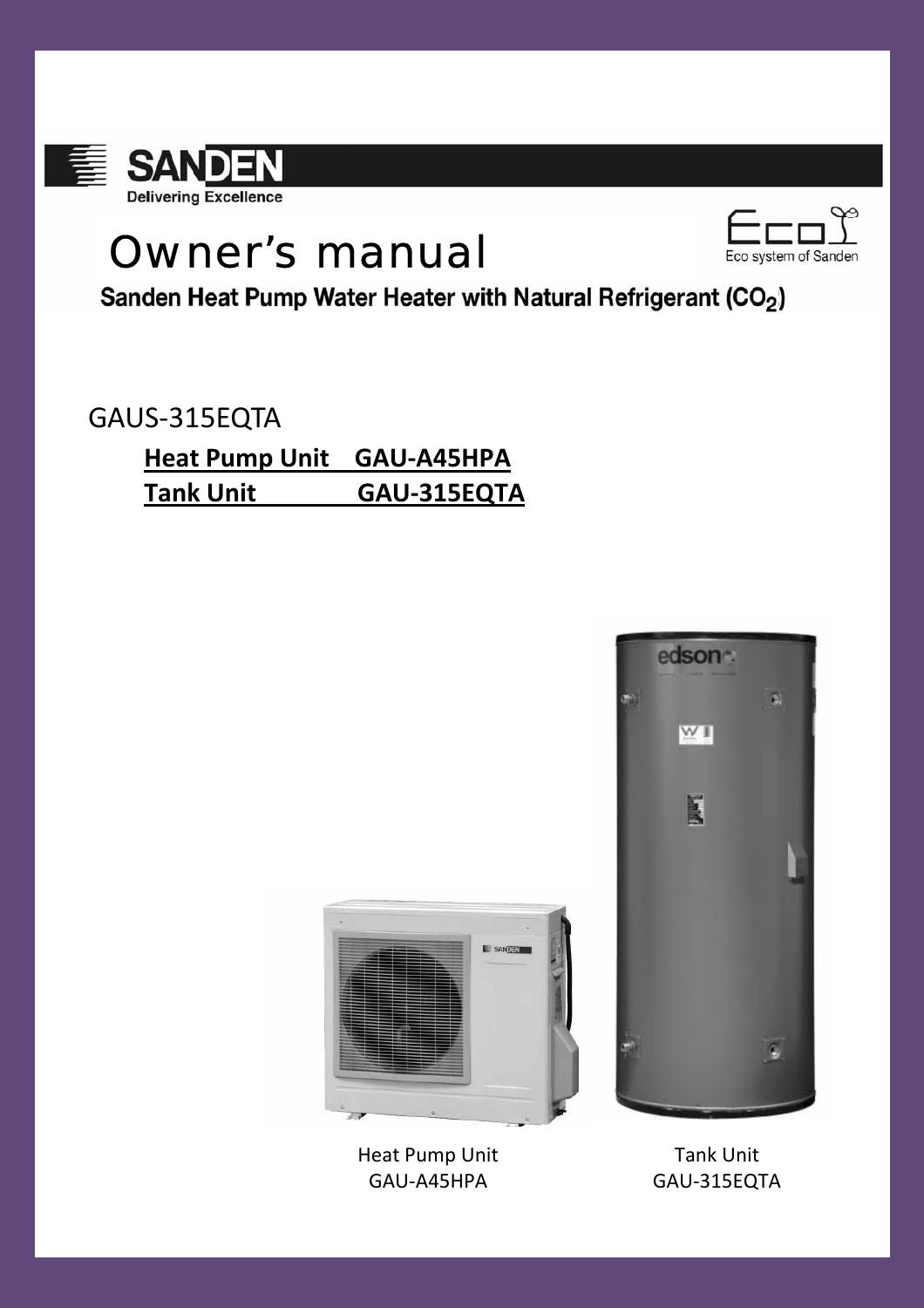SANDEN

Delivering Excellence

# Owner's manual

Eco

Eco system of Sanden

## Sanden Heat Pump Water Heater with Natural Refrigerant ($CO_2$)

GAUS-315EQTA

**Heat Pump Unit GAU-A45HPA**

**Tank Unit GAU-315EQTA**

Heat Pump Unit
GAU-A45HPA

Tank Unit
GAU-315EQTA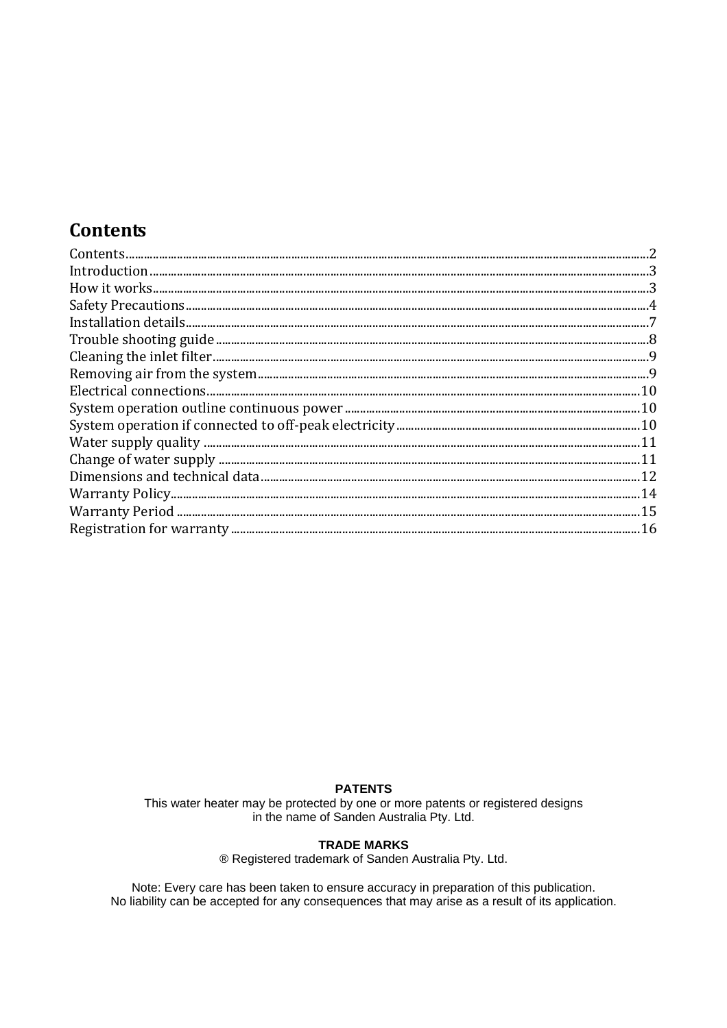# Contents

Contents........................................................................................................................................2
Introduction....................................................................................................................................3
How it works...................................................................................................................................3
Safety Precautions..........................................................................................................................4
Installation details...........................................................................................................................7
Trouble shooting guide....................................................................................................................8
Cleaning the inlet filter.....................................................................................................................9
Removing air from the system..........................................................................................................9
Electrical connections....................................................................................................................10
System operation outline continuous power.....................................................................................10
System operation if connected to off-peak electricity.........................................................................10
Water supply quality......................................................................................................................11
Change of water supply.................................................................................................................11
Dimensions and technical data.......................................................................................................12
Warranty Policy.............................................................................................................................14
Warranty Period............................................................................................................................15
Registration for warranty................................................................................................................16

**PATENTS**

This water heater may be protected by one or more patents or registered designs in the name of Sanden Australia Pty. Ltd.

**TRADE MARKS**

® Registered trademark of Sanden Australia Pty. Ltd.

Note: Every care has been taken to ensure accuracy in preparation of this publication.
No liability can be accepted for any consequences that may arise as a result of its application.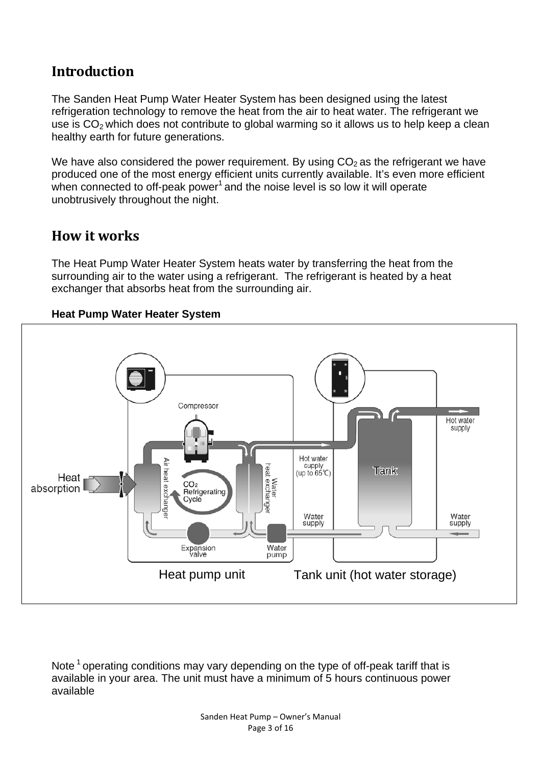## Introduction

The Sanden Heat Pump Water Heater System has been designed using the latest refrigeration technology to remove the heat from the air to heat water. The refrigerant we use is $CO_2$ which does not contribute to global warming so it allows us to help keep a clean healthy earth for future generations.

We have also considered the power requirement. By using $CO_2$ as the refrigerant we have produced one of the most energy efficient units currently available. It's even more efficient when connected to off-peak power[1] and the noise level is so low it will operate unobtrusively throughout the night.

## How it works

The Heat Pump Water Heater System heats water by transferring the heat from the surrounding air to the water using a refrigerant. The refrigerant is heated by a heat exchanger that absorbs heat from the surrounding air.

**Heat Pump Water Heater System**

Compressor

Heat absorption

Air heat exchanger

$CO_2$ Refrigerating Cycle

Water heat exchanger

Hot water supply (up to 65℃)

Tank

Hot water supply

Water supply

Water supply

Expansion valve

Water pump

Heat pump unit

Tank unit (hot water storage)

Note [1] operating conditions may vary depending on the type of off-peak tariff that is available in your area. The unit must have a minimum of 5 hours continuous power available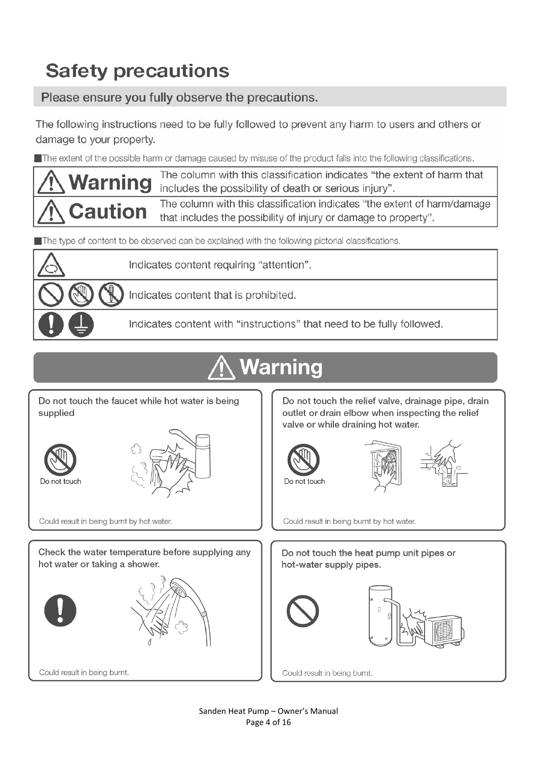# Safety precautions

## Please ensure you fully observe the precautions.

The following instructions need to be fully followed to prevent any harm to users and others or damage to your property.

■The extent of the possible harm or damage caused by misuse of the product falls into the following classifications.

| | |
|---|---|
| ⚠ **Warning** | The column with this classification indicates "the extent of harm that includes the possibility of death or serious injury". |
| ⚠ **Caution** | The column with this classification indicates "the extent of harm/damage that includes the possibility of injury or damage to property". |

■The type of content to be observed can be explained with the following pictorial classifications.

| | |
|---|---|
| | Indicates content requiring "attention". |
| | Indicates content that is prohibited. |
| | Indicates content with "instructions" that need to be fully followed. |

## ⚠ Warning

**Do not touch the faucet while hot water is being supplied**

Do not touch

Could result in being burnt by hot water.

**Do not touch the relief valve, drainage pipe, drain outlet or drain elbow when inspecting the relief valve or while draining hot water.**

Do not touch

Could result in being burnt by hot water.

**Check the water temperature before supplying any hot water or taking a shower.**

Could result in being burnt.

**Do not touch the heat pump unit pipes or hot-water supply pipes.**

Could result in being burnt.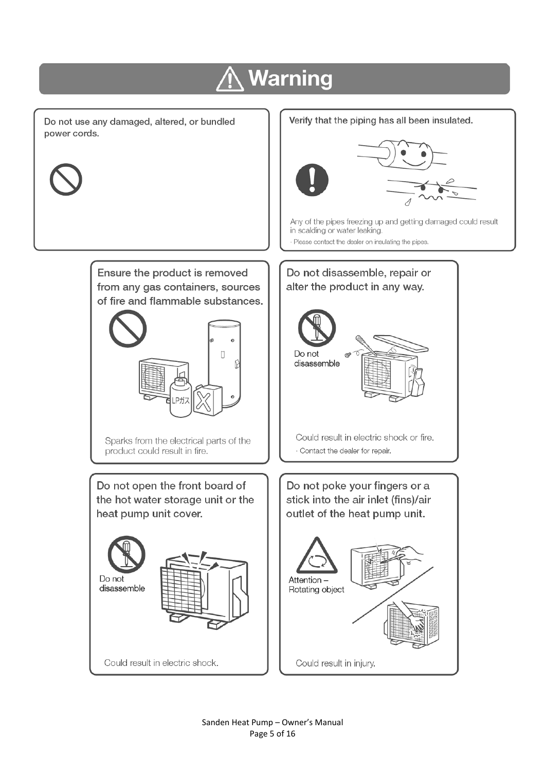# Warning

Do not use any damaged, altered, or bundled power cords.

Verify that the piping has all been insulated.

Any of the pipes freezing up and getting damaged could result in scalding or water leaking.

· Please contact the dealer on insulating the pipes.

Ensure the product is removed from any gas containers, sources of fire and flammable substances.

LPガス

Sparks from the electrical parts of the product could result in fire.

Do not disassemble, repair or alter the product in any way.

Do not disassemble

Could result in electric shock or fire.

· Contact the dealer for repair.

Do not open the front board of the hot water storage unit or the heat pump unit cover.

Do not disassemble

Could result in electric shock.

Do not poke your fingers or a stick into the air inlet (fins)/air outlet of the heat pump unit.

Attention – Rotating object

Could result in injury.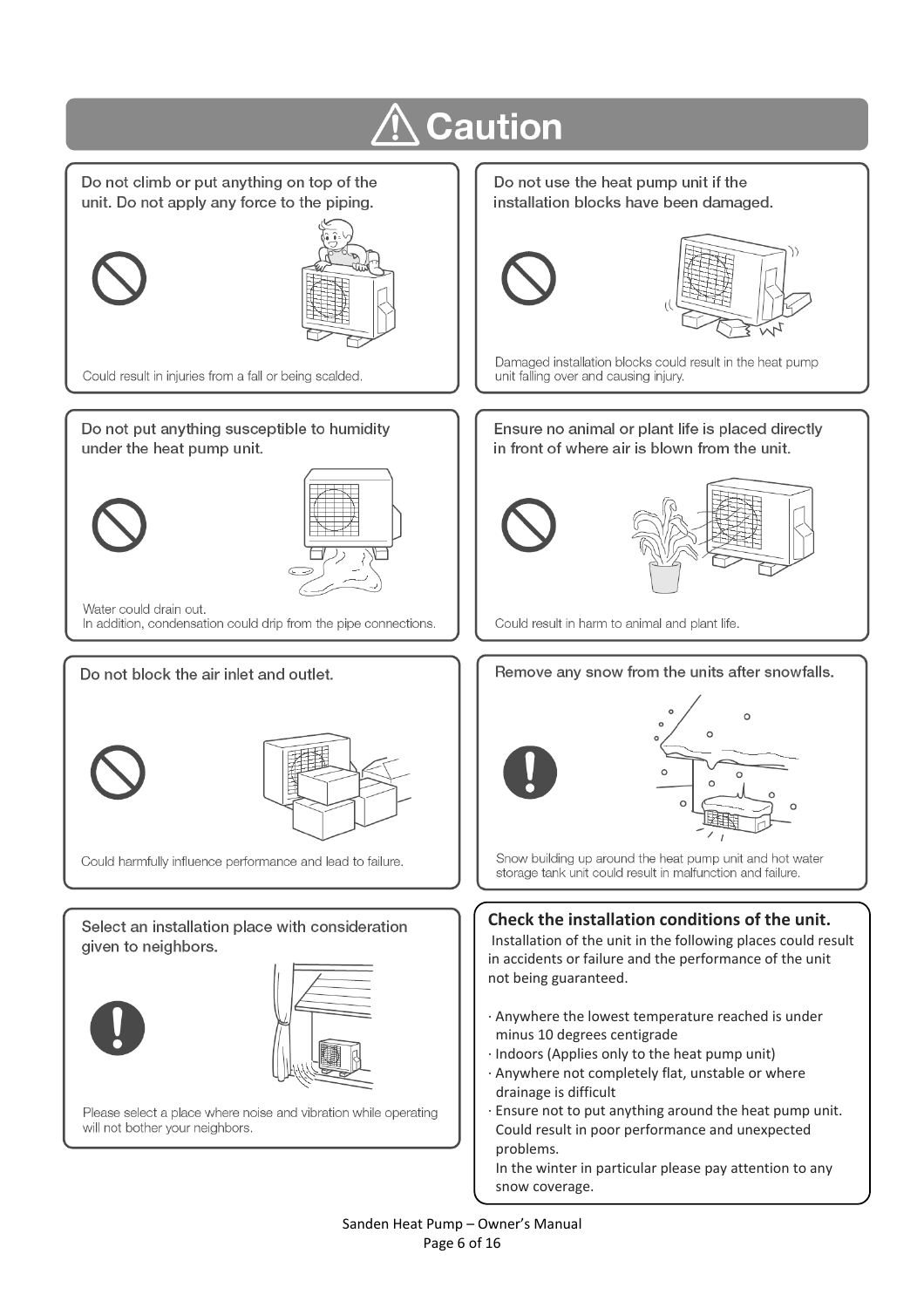# ⚠ Caution

Do not climb or put anything on top of the unit. Do not apply any force to the piping.

Could result in injuries from a fall or being scalded.

Do not use the heat pump unit if the installation blocks have been damaged.

Damaged installation blocks could result in the heat pump unit falling over and causing injury.

Do not put anything susceptible to humidity under the heat pump unit.

Water could drain out.
In addition, condensation could drip from the pipe connections.

Ensure no animal or plant life is placed directly in front of where air is blown from the unit.

Could result in harm to animal and plant life.

Do not block the air inlet and outlet.

Could harmfully influence performance and lead to failure.

Remove any snow from the units after snowfalls.

Snow building up around the heat pump unit and hot water storage tank unit could result in malfunction and failure.

Select an installation place with consideration given to neighbors.

Please select a place where noise and vibration while operating will not bother your neighbors.

**Check the installation conditions of the unit.**
Installation of the unit in the following places could result in accidents or failure and the performance of the unit not being guaranteed.

- Anywhere the lowest temperature reached is under minus 10 degrees centigrade
- Indoors (Applies only to the heat pump unit)
- Anywhere not completely flat, unstable or where drainage is difficult
- Ensure not to put anything around the heat pump unit. Could result in poor performance and unexpected problems.
  In the winter in particular please pay attention to any snow coverage.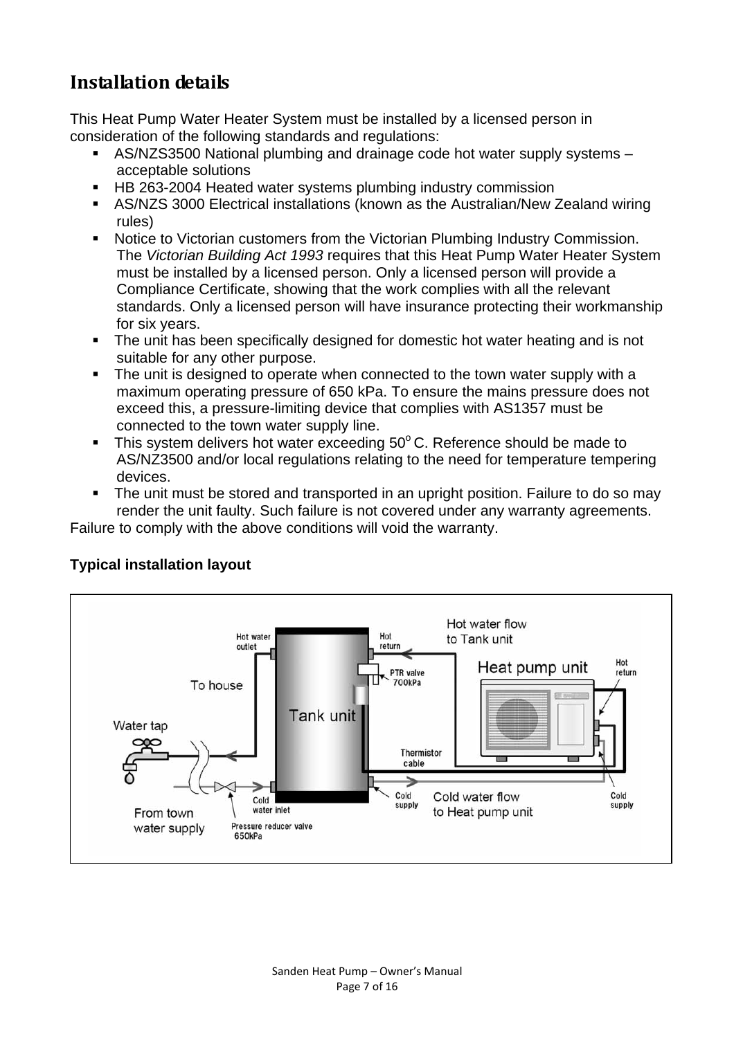## Installation details

This Heat Pump Water Heater System must be installed by a licensed person in consideration of the following standards and regulations:

- AS/NZS3500 National plumbing and drainage code hot water supply systems – acceptable solutions
- HB 263-2004 Heated water systems plumbing industry commission
- AS/NZS 3000 Electrical installations (known as the Australian/New Zealand wiring rules)
- Notice to Victorian customers from the Victorian Plumbing Industry Commission. The *Victorian Building Act 1993* requires that this Heat Pump Water Heater System must be installed by a licensed person. Only a licensed person will provide a Compliance Certificate, showing that the work complies with all the relevant standards. Only a licensed person will have insurance protecting their workmanship for six years.
- The unit has been specifically designed for domestic hot water heating and is not suitable for any other purpose.
- The unit is designed to operate when connected to the town water supply with a maximum operating pressure of 650 kPa. To ensure the mains pressure does not exceed this, a pressure-limiting device that complies with AS1357 must be connected to the town water supply line.
- This system delivers hot water exceeding $50^{o}$ C. Reference should be made to AS/NZ3500 and/or local regulations relating to the need for temperature tempering devices.
- The unit must be stored and transported in an upright position. Failure to do so may render the unit faulty. Such failure is not covered under any warranty agreements.

Failure to comply with the above conditions will void the warranty.

**Typical installation layout**

Hot water outlet | To house | Water tap | From town water supply | Pressure reducer valve 650kPa | Cold water inlet | Tank unit | Hot return | PTR valve 700kPa | Thermistor cable | Cold supply | Hot water flow to Tank unit | Heat pump unit | Hot return | Cold supply | Cold water flow to Heat pump unit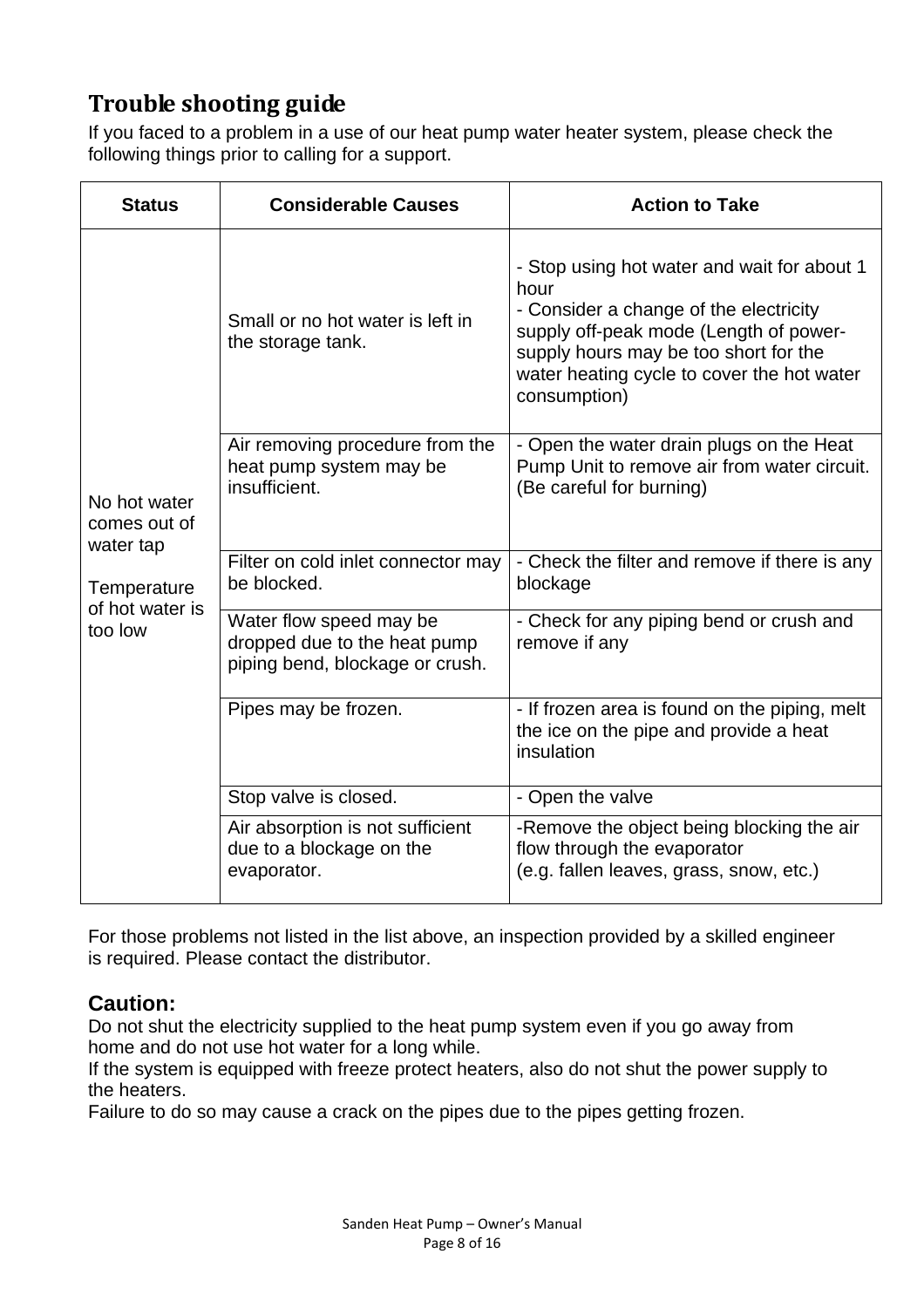## Trouble shooting guide

If you faced to a problem in a use of our heat pump water heater system, please check the following things prior to calling for a support.

| Status | Considerable Causes | Action to Take |
|---|---|---|
| No hot water comes out of water tap<br><br>Temperature of hot water is too low | Small or no hot water is left in the storage tank. | - Stop using hot water and wait for about 1 hour<br>- Consider a change of the electricity supply off-peak mode (Length of power-supply hours may be too short for the water heating cycle to cover the hot water consumption) |
| | Air removing procedure from the heat pump system may be insufficient. | - Open the water drain plugs on the Heat Pump Unit to remove air from water circuit. (Be careful for burning) |
| | Filter on cold inlet connector may be blocked. | - Check the filter and remove if there is any blockage |
| | Water flow speed may be dropped due to the heat pump piping bend, blockage or crush. | - Check for any piping bend or crush and remove if any |
| | Pipes may be frozen. | - If frozen area is found on the piping, melt the ice on the pipe and provide a heat insulation |
| | Stop valve is closed. | - Open the valve |
| | Air absorption is not sufficient due to a blockage on the evaporator. | -Remove the object being blocking the air flow through the evaporator<br>(e.g. fallen leaves, grass, snow, etc.) |

For those problems not listed in the list above, an inspection provided by a skilled engineer is required. Please contact the distributor.

### Caution:

Do not shut the electricity supplied to the heat pump system even if you go away from home and do not use hot water for a long while.
If the system is equipped with freeze protect heaters, also do not shut the power supply to the heaters.
Failure to do so may cause a crack on the pipes due to the pipes getting frozen.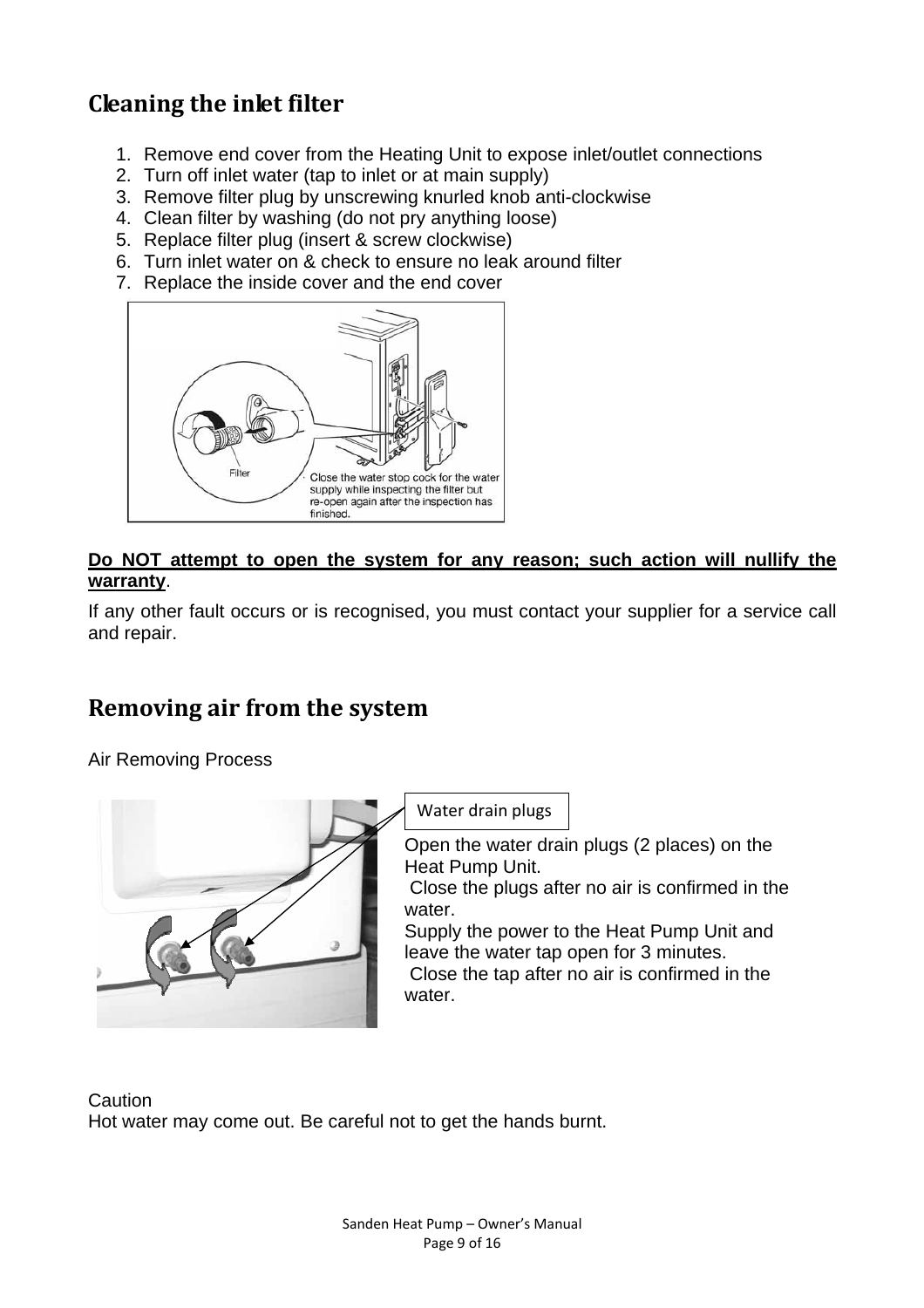## Cleaning the inlet filter

1. Remove end cover from the Heating Unit to expose inlet/outlet connections
2. Turn off inlet water (tap to inlet or at main supply)
3. Remove filter plug by unscrewing knurled knob anti-clockwise
4. Clean filter by washing (do not pry anything loose)
5. Replace filter plug (insert & screw clockwise)
6. Turn inlet water on & check to ensure no leak around filter
7. Replace the inside cover and the end cover

Filter

Close the water stop cock for the water supply while inspecting the filter but re-open again after the inspection has finished.

**Do NOT attempt to open the system for any reason; such action will nullify the warranty**.

If any other fault occurs or is recognised, you must contact your supplier for a service call and repair.

## Removing air from the system

Air Removing Process

Water drain plugs

Open the water drain plugs (2 places) on the Heat Pump Unit.
Close the plugs after no air is confirmed in the water.
Supply the power to the Heat Pump Unit and leave the water tap open for 3 minutes.
Close the tap after no air is confirmed in the water.

Caution
Hot water may come out. Be careful not to get the hands burnt.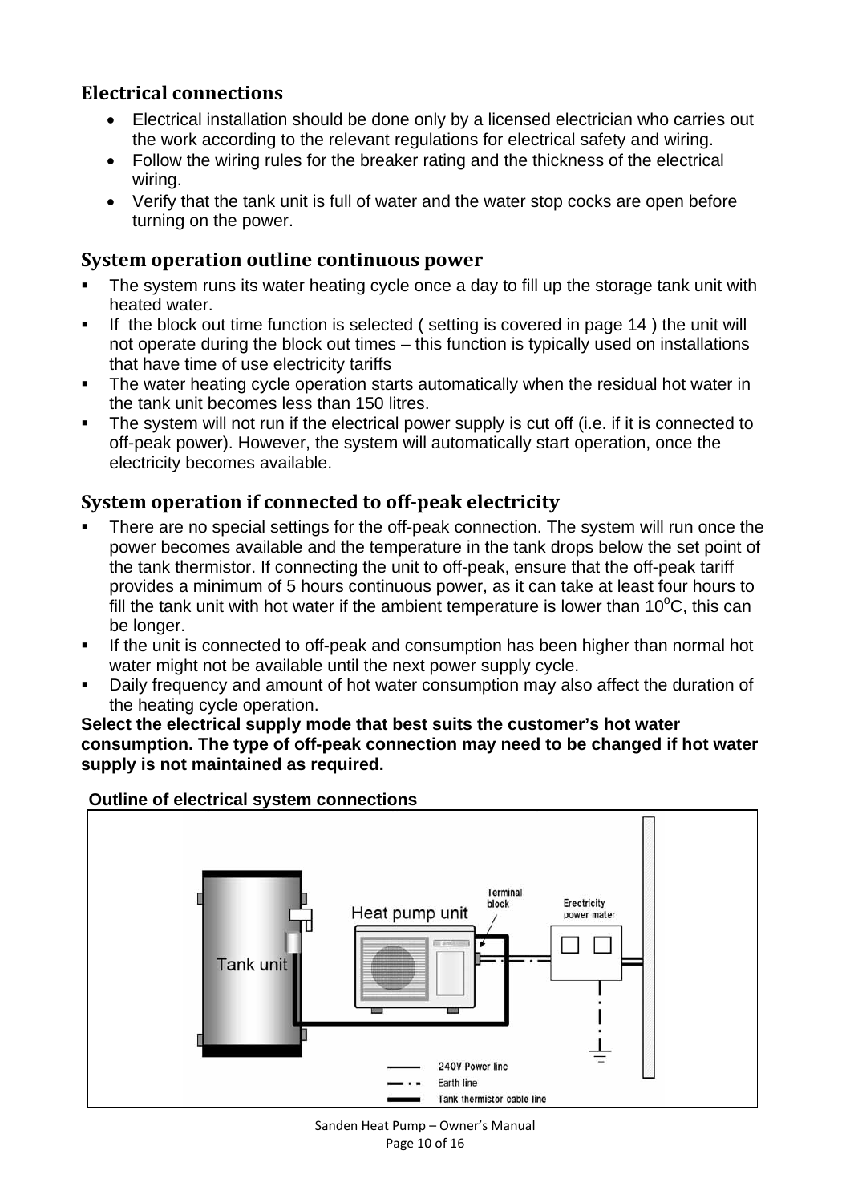## Electrical connections

- Electrical installation should be done only by a licensed electrician who carries out the work according to the relevant regulations for electrical safety and wiring.
- Follow the wiring rules for the breaker rating and the thickness of the electrical wiring.
- Verify that the tank unit is full of water and the water stop cocks are open before turning on the power.

## System operation outline continuous power

- The system runs its water heating cycle once a day to fill up the storage tank unit with heated water.
- If the block out time function is selected ( setting is covered in page 14 ) the unit will not operate during the block out times – this function is typically used on installations that have time of use electricity tariffs
- The water heating cycle operation starts automatically when the residual hot water in the tank unit becomes less than 150 litres.
- The system will not run if the electrical power supply is cut off (i.e. if it is connected to off-peak power). However, the system will automatically start operation, once the electricity becomes available.

## System operation if connected to off-peak electricity

- There are no special settings for the off-peak connection. The system will run once the power becomes available and the temperature in the tank drops below the set point of the tank thermistor. If connecting the unit to off-peak, ensure that the off-peak tariff provides a minimum of 5 hours continuous power, as it can take at least four hours to fill the tank unit with hot water if the ambient temperature is lower than 10$^{o}$C, this can be longer.
- If the unit is connected to off-peak and consumption has been higher than normal hot water might not be available until the next power supply cycle.
- Daily frequency and amount of hot water consumption may also affect the duration of the heating cycle operation.

**Select the electrical supply mode that best suits the customer's hot water consumption. The type of off-peak connection may need to be changed if hot water supply is not maintained as required.**

**Outline of electrical system connections**

Tank unit

Heat pump unit

Terminal block

Erectricity power mater

240V Power line

Earth line

Tank thermistor cable line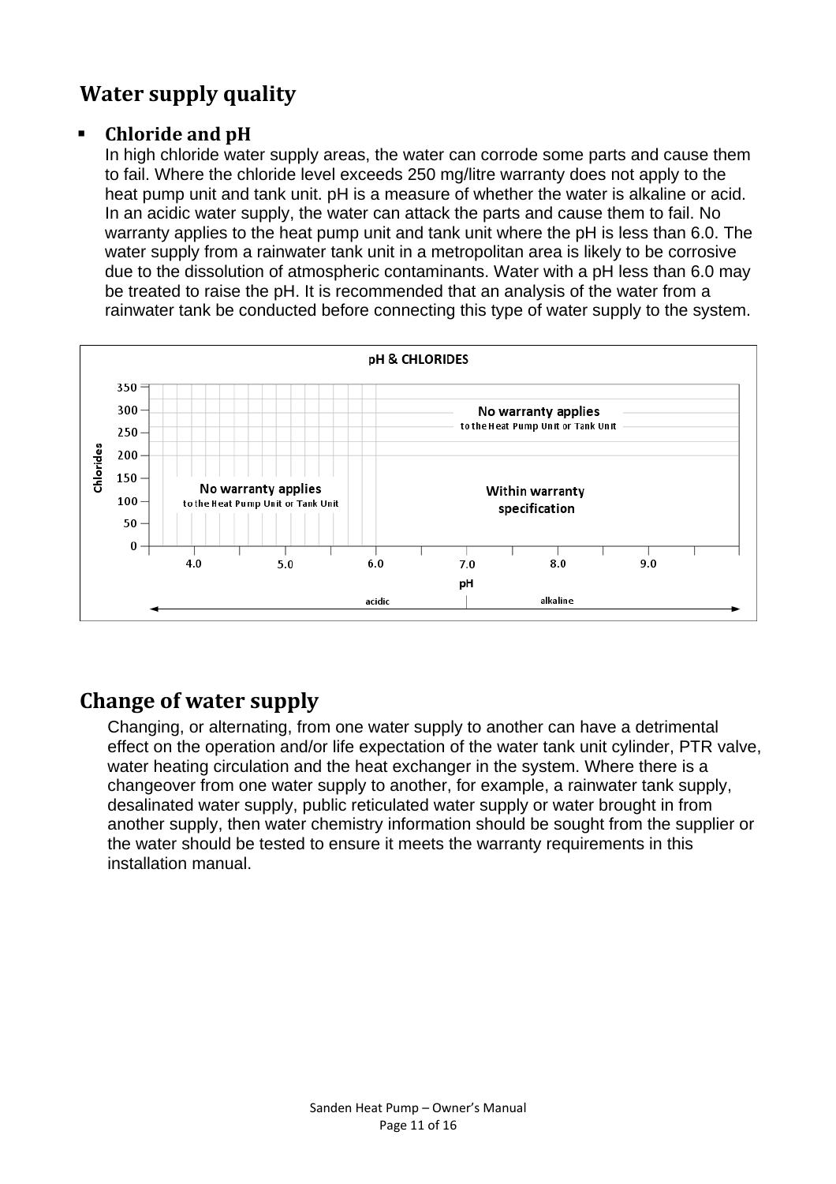## Water supply quality

- **Chloride and pH**

  In high chloride water supply areas, the water can corrode some parts and cause them to fail. Where the chloride level exceeds 250 mg/litre warranty does not apply to the heat pump unit and tank unit. pH is a measure of whether the water is alkaline or acid. In an acidic water supply, the water can attack the parts and cause them to fail. No warranty applies to the heat pump unit and tank unit where the pH is less than 6.0. The water supply from a rainwater tank unit in a metropolitan area is likely to be corrosive due to the dissolution of atmospheric contaminants. Water with a pH less than 6.0 may be treated to raise the pH. It is recommended that an analysis of the water from a rainwater tank be conducted before connecting this type of water supply to the system.

**pH & CHLORIDES**

| Chlorides \ pH | 4.0 – 6.0 (acidic) | 6.0 – 9.0+ |
|---|---|---|
| Above 250 | No warranty applies to the Heat Pump Unit or Tank Unit | No warranty applies to the Heat Pump Unit or Tank Unit |
| 0 – 250 | No warranty applies to the Heat Pump Unit or Tank Unit | Within warranty specification |

## Change of water supply

Changing, or alternating, from one water supply to another can have a detrimental effect on the operation and/or life expectation of the water tank unit cylinder, PTR valve, water heating circulation and the heat exchanger in the system. Where there is a changeover from one water supply to another, for example, a rainwater tank supply, desalinated water supply, public reticulated water supply or water brought in from another supply, then water chemistry information should be sought from the supplier or the water should be tested to ensure it meets the warranty requirements in this installation manual.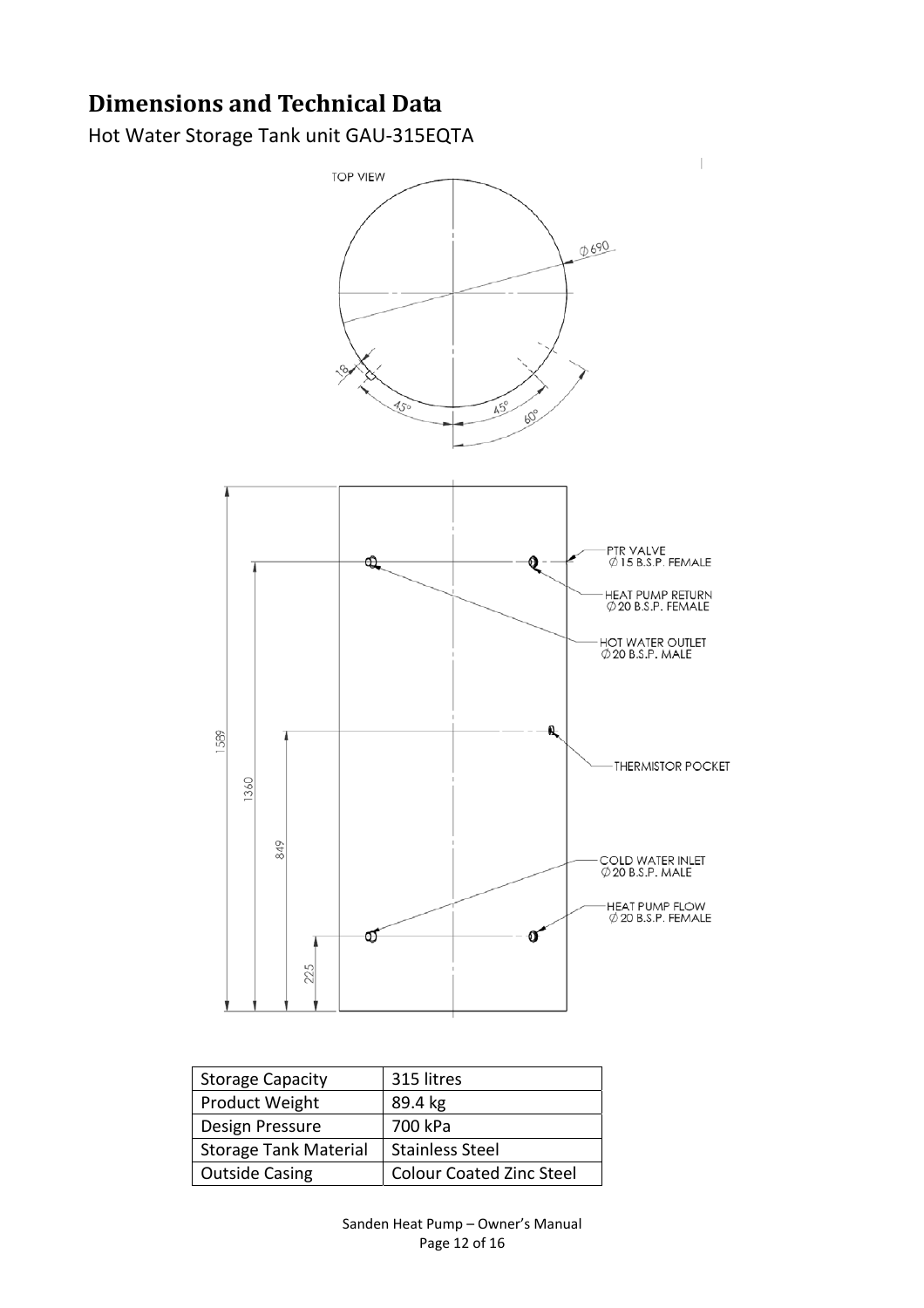# Dimensions and Technical Data

## Hot Water Storage Tank unit GAU-315EQTA

TOP VIEW

Ø690

18

45°

45°

60°

PTR VALVE
Ø 15 B.S.P. FEMALE

HEAT PUMP RETURN
Ø 20 B.S.P. FEMALE

HOT WATER OUTLET
Ø 20 B.S.P. MALE

THERMISTOR POCKET

COLD WATER INLET
Ø 20 B.S.P. MALE

HEAT PUMP FLOW
Ø 20 B.S.P. FEMALE

1589

1360

849

225

| Storage Capacity | 315 litres |
|---|---|
| Product Weight | 89.4 kg |
| Design Pressure | 700 kPa |
| Storage Tank Material | Stainless Steel |
| Outside Casing | Colour Coated Zinc Steel |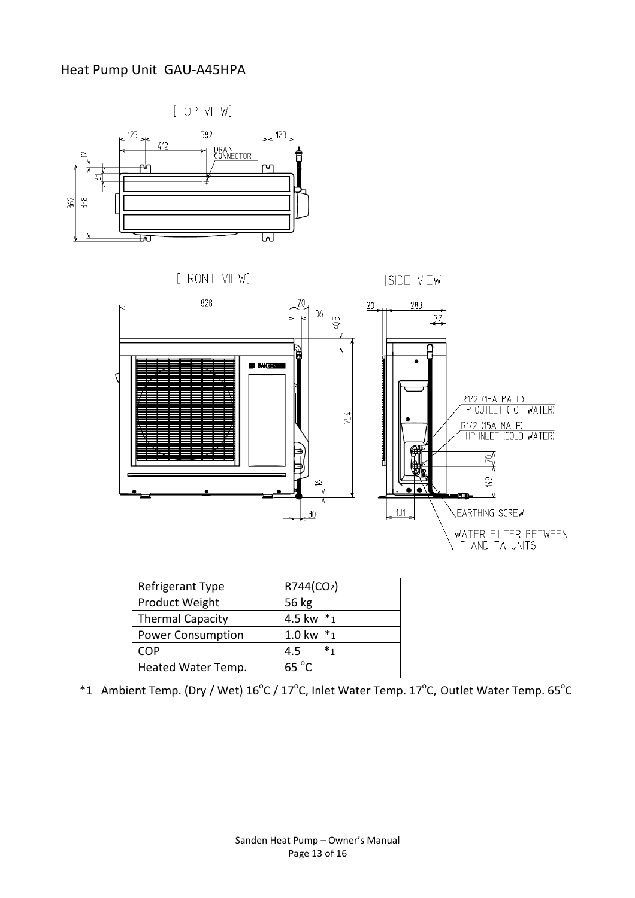## Heat Pump Unit GAU-A45HPA

[TOP VIEW]

[FRONT VIEW]

[SIDE VIEW]

DRAIN CONNECTOR

R1/2 (15A MALE) HP OUTLET (HOT WATER)

R1/2 (15A MALE) HP INLET (COLD WATER)

EARTHING SCREW

WATER FILTER BETWEEN HP AND TA UNITS

| Refrigerant Type | R744($CO_2$) |
|---|---|
| Product Weight | 56 kg |
| Thermal Capacity | 4.5 kw *1 |
| Power Consumption | 1.0 kw *1 |
| COP | 4.5 *1 |
| Heated Water Temp. | 65 °C |

*1 Ambient Temp. (Dry / Wet) 16°C / 17°C, Inlet Water Temp. 17°C, Outlet Water Temp. 65°C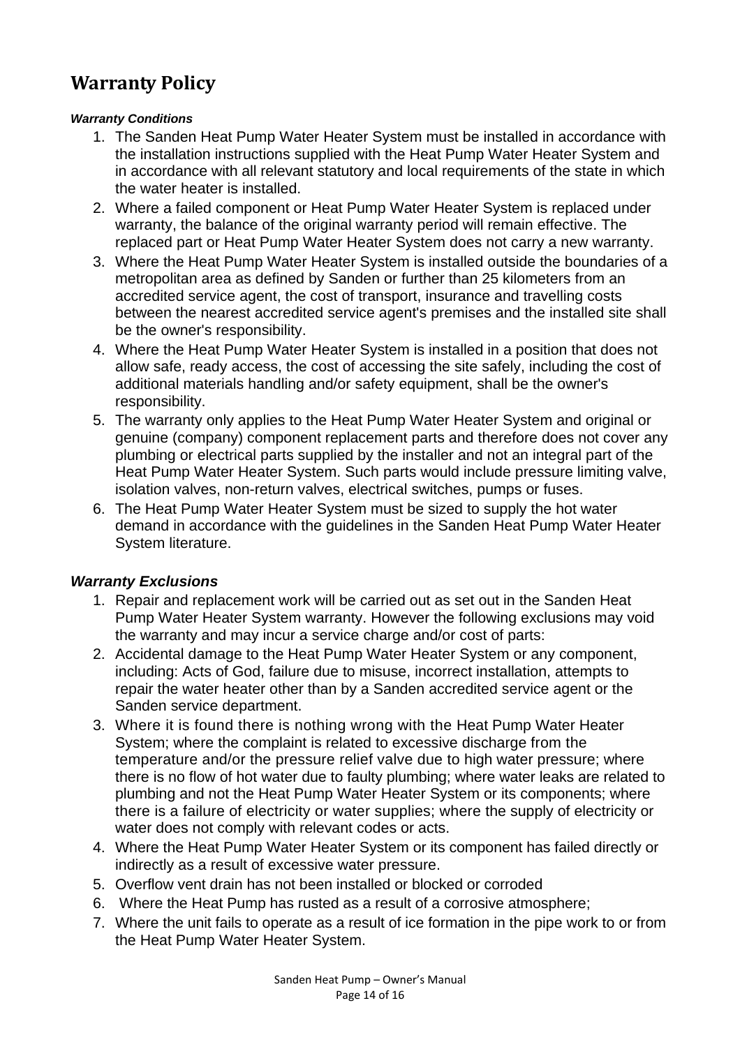# Warranty Policy

***Warranty Conditions***

1. The Sanden Heat Pump Water Heater System must be installed in accordance with the installation instructions supplied with the Heat Pump Water Heater System and in accordance with all relevant statutory and local requirements of the state in which the water heater is installed.
2. Where a failed component or Heat Pump Water Heater System is replaced under warranty, the balance of the original warranty period will remain effective. The replaced part or Heat Pump Water Heater System does not carry a new warranty.
3. Where the Heat Pump Water Heater System is installed outside the boundaries of a metropolitan area as defined by Sanden or further than 25 kilometers from an accredited service agent, the cost of transport, insurance and travelling costs between the nearest accredited service agent's premises and the installed site shall be the owner's responsibility.
4. Where the Heat Pump Water Heater System is installed in a position that does not allow safe, ready access, the cost of accessing the site safely, including the cost of additional materials handling and/or safety equipment, shall be the owner's responsibility.
5. The warranty only applies to the Heat Pump Water Heater System and original or genuine (company) component replacement parts and therefore does not cover any plumbing or electrical parts supplied by the installer and not an integral part of the Heat Pump Water Heater System. Such parts would include pressure limiting valve, isolation valves, non-return valves, electrical switches, pumps or fuses.
6. The Heat Pump Water Heater System must be sized to supply the hot water demand in accordance with the guidelines in the Sanden Heat Pump Water Heater System literature.

***Warranty Exclusions***

1. Repair and replacement work will be carried out as set out in the Sanden Heat Pump Water Heater System warranty. However the following exclusions may void the warranty and may incur a service charge and/or cost of parts:
2. Accidental damage to the Heat Pump Water Heater System or any component, including: Acts of God, failure due to misuse, incorrect installation, attempts to repair the water heater other than by a Sanden accredited service agent or the Sanden service department.
3. Where it is found there is nothing wrong with the Heat Pump Water Heater System; where the complaint is related to excessive discharge from the temperature and/or the pressure relief valve due to high water pressure; where there is no flow of hot water due to faulty plumbing; where water leaks are related to plumbing and not the Heat Pump Water Heater System or its components; where there is a failure of electricity or water supplies; where the supply of electricity or water does not comply with relevant codes or acts.
4. Where the Heat Pump Water Heater System or its component has failed directly or indirectly as a result of excessive water pressure.
5. Overflow vent drain has not been installed or blocked or corroded
6. Where the Heat Pump has rusted as a result of a corrosive atmosphere;
7. Where the unit fails to operate as a result of ice formation in the pipe work to or from the Heat Pump Water Heater System.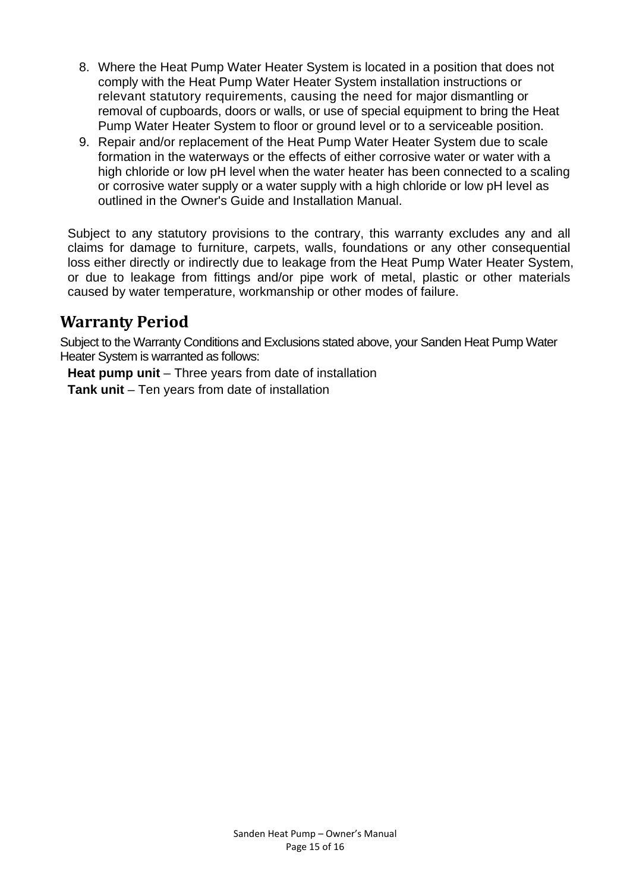8. Where the Heat Pump Water Heater System is located in a position that does not comply with the Heat Pump Water Heater System installation instructions or relevant statutory requirements, causing the need for major dismantling or removal of cupboards, doors or walls, or use of special equipment to bring the Heat Pump Water Heater System to floor or ground level or to a serviceable position.
9. Repair and/or replacement of the Heat Pump Water Heater System due to scale formation in the waterways or the effects of either corrosive water or water with a high chloride or low pH level when the water heater has been connected to a scaling or corrosive water supply or a water supply with a high chloride or low pH level as outlined in the Owner's Guide and Installation Manual.

Subject to any statutory provisions to the contrary, this warranty excludes any and all claims for damage to furniture, carpets, walls, foundations or any other consequential loss either directly or indirectly due to leakage from the Heat Pump Water Heater System, or due to leakage from fittings and/or pipe work of metal, plastic or other materials caused by water temperature, workmanship or other modes of failure.

## Warranty Period

Subject to the Warranty Conditions and Exclusions stated above, your Sanden Heat Pump Water Heater System is warranted as follows:

**Heat pump unit** – Three years from date of installation

**Tank unit** – Ten years from date of installation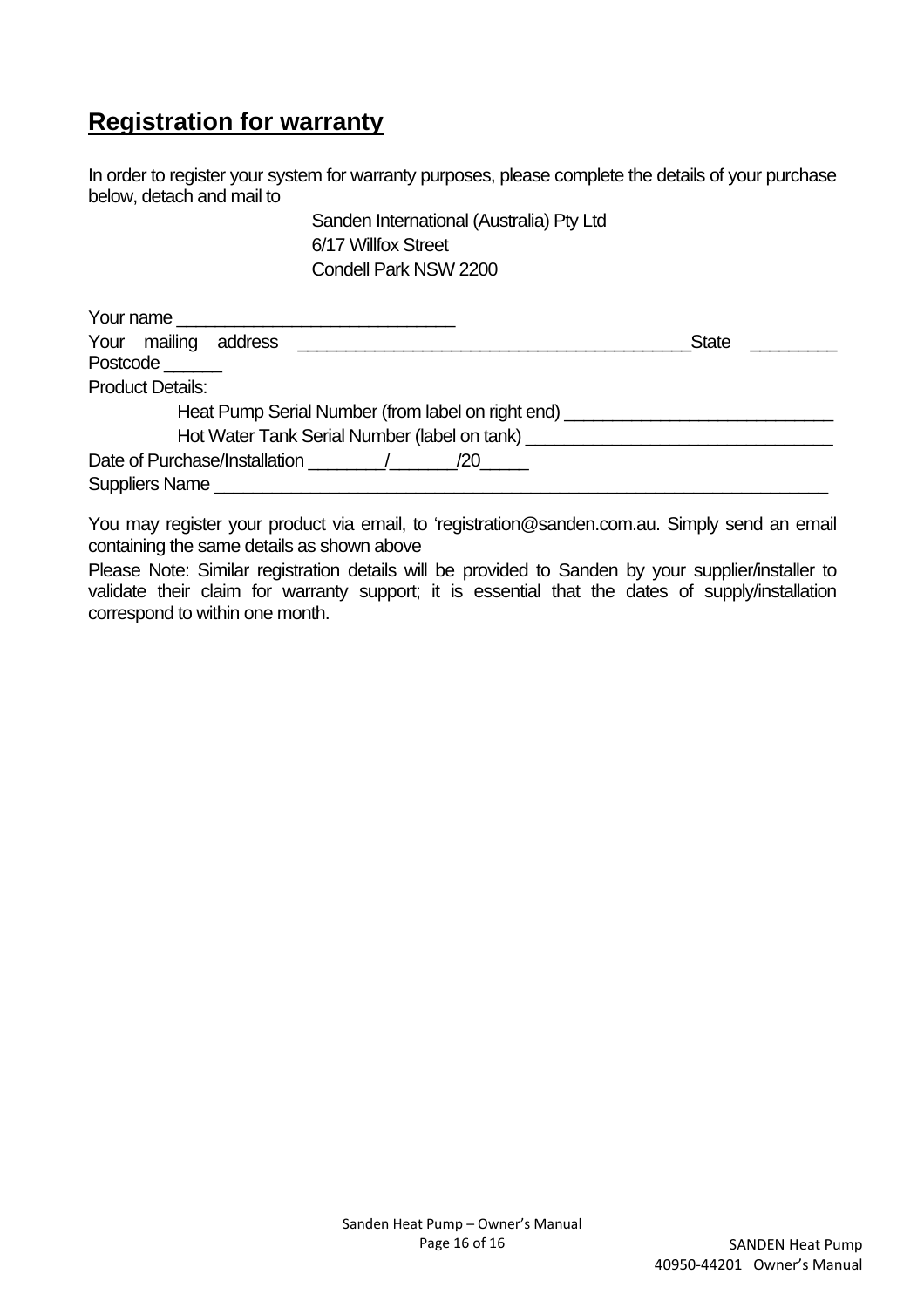## Registration for warranty

In order to register your system for warranty purposes, please complete the details of your purchase below, detach and mail to

Sanden International (Australia) Pty Ltd
6/17 Willfox Street
Condell Park NSW 2200

Your name _____________________________

Your mailing address _________________________________________ State _________ Postcode ______

Product Details:

Heat Pump Serial Number (from label on right end) ____________________________

Hot Water Tank Serial Number (label on tank) _______________________________

Date of Purchase/Installation ________/_______/20_____

Suppliers Name _________________________________________________________________

You may register your product via email, to 'registration@sanden.com.au. Simply send an email containing the same details as shown above

Please Note: Similar registration details will be provided to Sanden by your supplier/installer to validate their claim for warranty support; it is essential that the dates of supply/installation correspond to within one month.